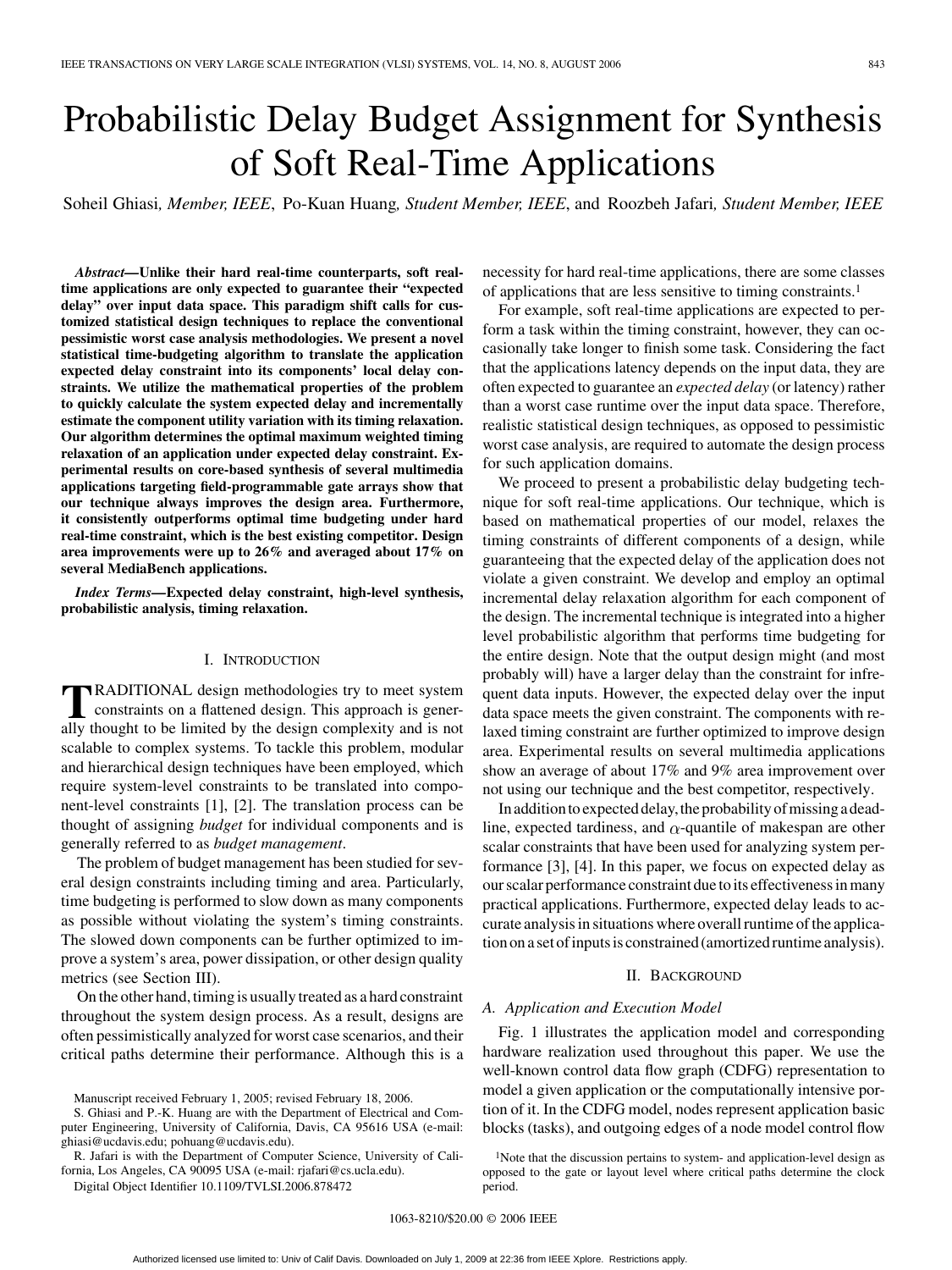# Probabilistic Delay Budget Assignment for Synthesis of Soft Real-Time Applications

Soheil Ghiasi, *Member, IEEE*, Po-Kuan Huang, *Student Member, IEEE*, and Roozbeh Jafari, *Student Member, IEEE*

***Abstract*—Unlike their hard real-time counterparts, soft real-time applications are only expected to guarantee their "expected delay" over input data space. This paradigm shift calls for customized statistical design techniques to replace the conventional pessimistic worst case analysis methodologies. We present a novel statistical time-budgeting algorithm to translate the application expected delay constraint into its components' local delay constraints. We utilize the mathematical properties of the problem to quickly calculate the system expected delay and incrementally estimate the component utility variation with its timing relaxation. Our algorithm determines the optimal maximum weighted timing relaxation of an application under expected delay constraint. Experimental results on core-based synthesis of several multimedia applications targeting field-programmable gate arrays show that our technique always improves the design area. Furthermore, it consistently outperforms optimal time budgeting under hard real-time constraint, which is the best existing competitor. Design area improvements were up to 26% and averaged about 17% on several MediaBench applications.**

***Index Terms*—Expected delay constraint, high-level synthesis, probabilistic analysis, timing relaxation.**

## I. Introduction

TRADITIONAL design methodologies try to meet system constraints on a flattened design. This approach is generally thought to be limited by the design complexity and is not scalable to complex systems. To tackle this problem, modular and hierarchical design techniques have been employed, which require system-level constraints to be translated into component-level constraints [1], [2]. The translation process can be thought of assigning *budget* for individual components and is generally referred to as *budget management*.

The problem of budget management has been studied for several design constraints including timing and area. Particularly, time budgeting is performed to slow down as many components as possible without violating the system's timing constraints. The slowed down components can be further optimized to improve a system's area, power dissipation, or other design quality metrics (see Section III).

On the other hand, timing is usually treated as a hard constraint throughout the system design process. As a result, designs are often pessimistically analyzed for worst case scenarios, and their critical paths determine their performance. Although this is a necessity for hard real-time applications, there are some classes of applications that are less sensitive to timing constraints.[1]

For example, soft real-time applications are expected to perform a task within the timing constraint, however, they can occasionally take longer to finish some task. Considering the fact that the applications latency depends on the input data, they are often expected to guarantee an *expected delay* (or latency) rather than a worst case runtime over the input data space. Therefore, realistic statistical design techniques, as opposed to pessimistic worst case analysis, are required to automate the design process for such application domains.

We proceed to present a probabilistic delay budgeting technique for soft real-time applications. Our technique, which is based on mathematical properties of our model, relaxes the timing constraints of different components of a design, while guaranteeing that the expected delay of the application does not violate a given constraint. We develop and employ an optimal incremental delay relaxation algorithm for each component of the design. The incremental technique is integrated into a higher level probabilistic algorithm that performs time budgeting for the entire design. Note that the output design might (and most probably will) have a larger delay than the constraint for infrequent data inputs. However, the expected delay over the input data space meets the given constraint. The components with relaxed timing constraint are further optimized to improve design area. Experimental results on several multimedia applications show an average of about 17% and 9% area improvement over not using our technique and the best competitor, respectively.

In addition to expected delay, the probability of missing a deadline, expected tardiness, and $\alpha$-quantile of makespan are other scalar constraints that have been used for analyzing system performance [3], [4]. In this paper, we focus on expected delay as our scalar performance constraint due to its effectiveness in many practical applications. Furthermore, expected delay leads to accurate analysis in situations where overall runtime of the application on a set of inputs is constrained (amortized runtime analysis).

## II. Background

### A. Application and Execution Model

Fig. 1 illustrates the application model and corresponding hardware realization used throughout this paper. We use the well-known control data flow graph (CDFG) representation to model a given application or the computationally intensive portion of it. In the CDFG model, nodes represent application basic blocks (tasks), and outgoing edges of a node model control flow

[1]Note that the discussion pertains to system- and application-level design as opposed to the gate or layout level where critical paths determine the clock period.

Manuscript received February 1, 2005; revised February 18, 2006.

S. Ghiasi and P.-K. Huang are with the Department of Electrical and Computer Engineering, University of California, Davis, CA 95616 USA (e-mail: ghiasi@ucdavis.edu; pohuang@ucdavis.edu).

R. Jafari is with the Department of Computer Science, University of California, Los Angeles, CA 90095 USA (e-mail: rjafari@cs.ucla.edu).

Digital Object Identifier 10.1109/TVLSI.2006.878472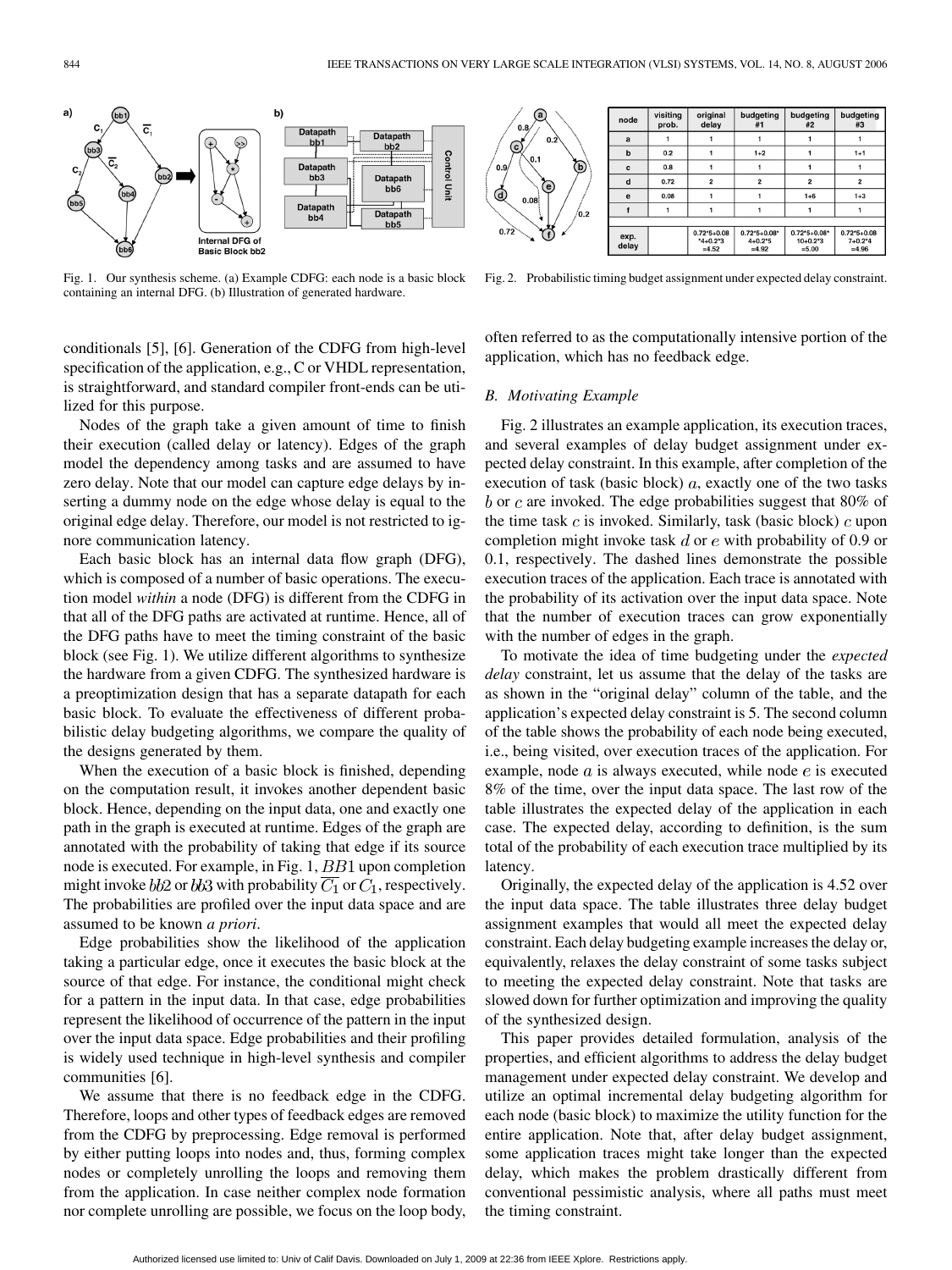Fig. 1. Our synthesis scheme. (a) Example CDFG: each node is a basic block containing an internal DFG. (b) Illustration of generated hardware.

| node | visiting prob. | original delay | budgeting #1 | budgeting #2 | budgeting #3 |
| --- | --- | --- | --- | --- | --- |
| a | 1 | 1 | 1 | 1 | 1 |
| b | 0.2 | 1 | 1+2 | 1 | 1+1 |
| c | 0.8 | 1 | 1 | 1 | 1 |
| d | 0.72 | 2 | 2 | 2 | 2 |
| e | 0.08 | 1 | 1 | 1+6 | 1+3 |
| f | 1 | 1 | 1 | 1 | 1 |
| exp. delay | | 0.72*5+0.08*4+0.2*3 =4.52 | 0.72*5+0.08*4+0.2*5 =4.92 | 0.72*5+0.08*10+0.2*3 =5.00 | 0.72*5+0.08*7+0.2*4 =4.96 |

Fig. 2. Probabilistic timing budget assignment under expected delay constraint.

conditionals [5], [6]. Generation of the CDFG from high-level specification of the application, e.g., C or VHDL representation, is straightforward, and standard compiler front-ends can be utilized for this purpose.

Nodes of the graph take a given amount of time to finish their execution (called delay or latency). Edges of the graph model the dependency among tasks and are assumed to have zero delay. Note that our model can capture edge delays by inserting a dummy node on the edge whose delay is equal to the original edge delay. Therefore, our model is not restricted to ignore communication latency.

Each basic block has an internal data flow graph (DFG), which is composed of a number of basic operations. The execution model *within* a node (DFG) is different from the CDFG in that all of the DFG paths are activated at runtime. Hence, all of the DFG paths have to meet the timing constraint of the basic block (see Fig. 1). We utilize different algorithms to synthesize the hardware from a given CDFG. The synthesized hardware is a preoptimization design that has a separate datapath for each basic block. To evaluate the effectiveness of different probabilistic delay budgeting algorithms, we compare the quality of the designs generated by them.

When the execution of a basic block is finished, depending on the computation result, it invokes another dependent basic block. Hence, depending on the input data, one and exactly one path in the graph is executed at runtime. Edges of the graph are annotated with the probability of taking that edge if its source node is executed. For example, in Fig. 1, $BB1$ upon completion might invoke $bb2$ or $bb3$ with probability $\overline{C_1}$ or $C_1$, respectively. The probabilities are profiled over the input data space and are assumed to be known *a priori*.

Edge probabilities show the likelihood of the application taking a particular edge, once it executes the basic block at the source of that edge. For instance, the conditional might check for a pattern in the input data. In that case, edge probabilities represent the likelihood of occurrence of the pattern in the input over the input data space. Edge probabilities and their profiling is widely used technique in high-level synthesis and compiler communities [6].

We assume that there is no feedback edge in the CDFG. Therefore, loops and other types of feedback edges are removed from the CDFG by preprocessing. Edge removal is performed by either putting loops into nodes and, thus, forming complex nodes or completely unrolling the loops and removing them from the application. In case neither complex node formation nor complete unrolling are possible, we focus on the loop body, often referred to as the computationally intensive portion of the application, which has no feedback edge.

### B. Motivating Example

Fig. 2 illustrates an example application, its execution traces, and several examples of delay budget assignment under expected delay constraint. In this example, after completion of the execution of task (basic block) $a$, exactly one of the two tasks $b$ or $c$ are invoked. The edge probabilities suggest that 80% of the time task $c$ is invoked. Similarly, task (basic block) $c$ upon completion might invoke task $d$ or $e$ with probability of 0.9 or 0.1, respectively. The dashed lines demonstrate the possible execution traces of the application. Each trace is annotated with the probability of its activation over the input data space. Note that the number of execution traces can grow exponentially with the number of edges in the graph.

To motivate the idea of time budgeting under the *expected delay* constraint, let us assume that the delay of the tasks are as shown in the "original delay" column of the table, and the application's expected delay constraint is 5. The second column of the table shows the probability of each node being executed, i.e., being visited, over execution traces of the application. For example, node $a$ is always executed, while node $e$ is executed 8% of the time, over the input data space. The last row of the table illustrates the expected delay of the application in each case. The expected delay, according to definition, is the sum total of the probability of each execution trace multiplied by its latency.

Originally, the expected delay of the application is 4.52 over the input data space. The table illustrates three delay budget assignment examples that would all meet the expected delay constraint. Each delay budgeting example increases the delay or, equivalently, relaxes the delay constraint of some tasks subject to meeting the expected delay constraint. Note that tasks are slowed down for further optimization and improving the quality of the synthesized design.

This paper provides detailed formulation, analysis of the properties, and efficient algorithms to address the delay budget management under expected delay constraint. We develop and utilize an optimal incremental delay budgeting algorithm for each node (basic block) to maximize the utility function for the entire application. Note that, after delay budget assignment, some application traces might take longer than the expected delay, which makes the problem drastically different from conventional pessimistic analysis, where all paths must meet the timing constraint.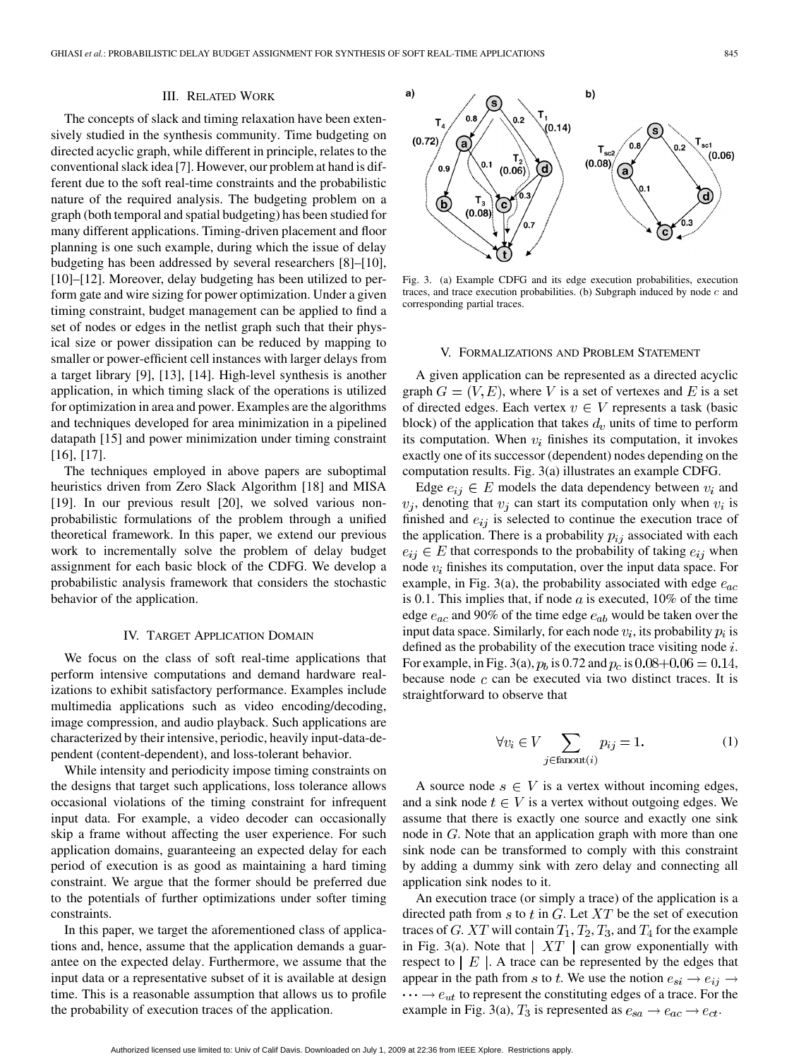## III. Related Work

The concepts of slack and timing relaxation have been extensively studied in the synthesis community. Time budgeting on directed acyclic graph, while different in principle, relates to the conventional slack idea [7]. However, our problem at hand is different due to the soft real-time constraints and the probabilistic nature of the required analysis. The budgeting problem on a graph (both temporal and spatial budgeting) has been studied for many different applications. Timing-driven placement and floor planning is one such example, during which the issue of delay budgeting has been addressed by several researchers [8]–[10], [10]–[12]. Moreover, delay budgeting has been utilized to perform gate and wire sizing for power optimization. Under a given timing constraint, budget management can be applied to find a set of nodes or edges in the netlist graph such that their physical size or power dissipation can be reduced by mapping to smaller or power-efficient cell instances with larger delays from a target library [9], [13], [14]. High-level synthesis is another application, in which timing slack of the operations is utilized for optimization in area and power. Examples are the algorithms and techniques developed for area minimization in a pipelined datapath [15] and power minimization under timing constraint [16], [17].

The techniques employed in above papers are suboptimal heuristics driven from Zero Slack Algorithm [18] and MISA [19]. In our previous result [20], we solved various non-probabilistic formulations of the problem through a unified theoretical framework. In this paper, we extend our previous work to incrementally solve the problem of delay budget assignment for each basic block of the CDFG. We develop a probabilistic analysis framework that considers the stochastic behavior of the application.

## IV. Target Application Domain

We focus on the class of soft real-time applications that perform intensive computations and demand hardware realizations to exhibit satisfactory performance. Examples include multimedia applications such as video encoding/decoding, image compression, and audio playback. Such applications are characterized by their intensive, periodic, heavily input-data-dependent (content-dependent), and loss-tolerant behavior.

While intensity and periodicity impose timing constraints on the designs that target such applications, loss tolerance allows occasional violations of the timing constraint for infrequent input data. For example, a video decoder can occasionally skip a frame without affecting the user experience. For such application domains, guaranteeing an expected delay for each period of execution is as good as maintaining a hard timing constraint. We argue that the former should be preferred due to the potentials of further optimizations under softer timing constraints.

In this paper, we target the aforementioned class of applications and, hence, assume that the application demands a guarantee on the expected delay. Furthermore, we assume that the input data or a representative subset of it is available at design time. This is a reasonable assumption that allows us to profile the probability of execution traces of the application.

Fig. 3. (a) Example CDFG and its edge execution probabilities, execution traces, and trace execution probabilities. (b) Subgraph induced by node $c$ and corresponding partial traces.

## V. Formalizations and Problem Statement

A given application can be represented as a directed acyclic graph $G = (V, E)$, where $V$ is a set of vertexes and $E$ is a set of directed edges. Each vertex $v \in V$ represents a task (basic block) of the application that takes $d_v$ units of time to perform its computation. When $v_i$ finishes its computation, it invokes exactly one of its successor (dependent) nodes depending on the computation results. Fig. 3(a) illustrates an example CDFG.

Edge $e_{ij} \in E$ models the data dependency between $v_i$ and $v_j$, denoting that $v_j$ can start its computation only when $v_i$ is finished and $e_{ij}$ is selected to continue the execution trace of the application. There is a probability $p_{ij}$ associated with each $e_{ij} \in E$ that corresponds to the probability of taking $e_{ij}$ when node $v_i$ finishes its computation, over the input data space. For example, in Fig. 3(a), the probability associated with edge $e_{ac}$ is 0.1. This implies that, if node $a$ is executed, 10% of the time edge $e_{ac}$ and 90% of the time edge $e_{ab}$ would be taken over the input data space. Similarly, for each node $v_i$, its probability $p_i$ is defined as the probability of the execution trace visiting node $i$. For example, in Fig. 3(a), $p_b$ is 0.72 and $p_c$ is $0.08+0.06 = 0.14$, because node $c$ can be executed via two distinct traces. It is straightforward to observe that

$$\forall v_i \in V \sum_{j \in \text{fanout}(i)} p_{ij} = 1. \tag{1}$$

A source node $s \in V$ is a vertex without incoming edges, and a sink node $t \in V$ is a vertex without outgoing edges. We assume that there is exactly one source and exactly one sink node in $G$. Note that an application graph with more than one sink node can be transformed to comply with this constraint by adding a dummy sink with zero delay and connecting all application sink nodes to it.

An execution trace (or simply a trace) of the application is a directed path from $s$ to $t$ in $G$. Let $XT$ be the set of execution traces of $G$. $XT$ will contain $T_1, T_2, T_3$, and $T_4$ for the example in Fig. 3(a). Note that $|XT|$ can grow exponentially with respect to $|E|$. A trace can be represented by the edges that appear in the path from $s$ to $t$. We use the notion $e_{si} \rightarrow e_{ij} \rightarrow \cdots \rightarrow e_{ut}$ to represent the constituting edges of a trace. For the example in Fig. 3(a), $T_3$ is represented as $e_{sa} \rightarrow e_{ac} \rightarrow e_{ct}$.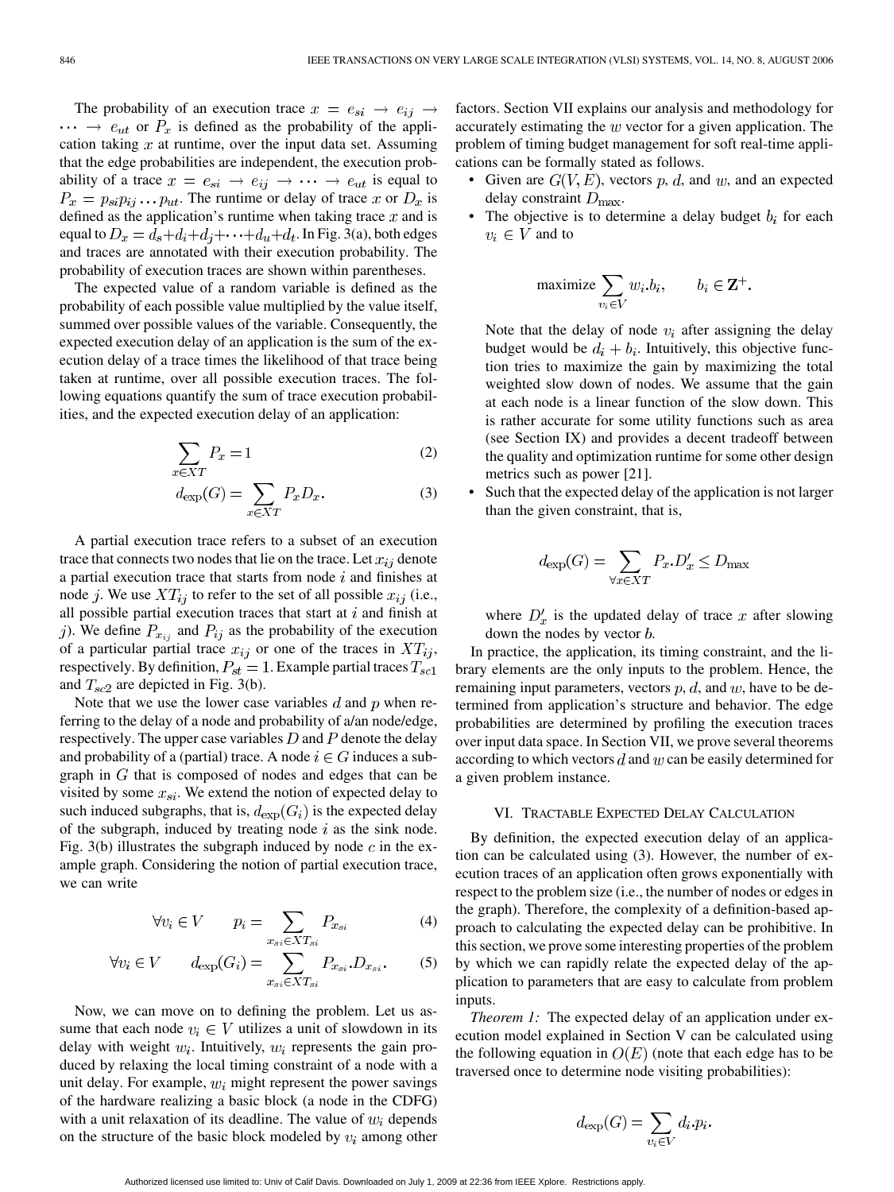The probability of an execution trace $x = e_{si} \rightarrow e_{ij} \rightarrow \cdots \rightarrow e_{ut}$ or $P_x$ is defined as the probability of the application taking $x$ at runtime, over the input data set. Assuming that the edge probabilities are independent, the execution probability of a trace $x = e_{si} \rightarrow e_{ij} \rightarrow \cdots \rightarrow e_{ut}$ is equal to $P_x = p_{si} p_{ij} \ldots p_{ut}$. The runtime or delay of trace $x$ or $D_x$ is defined as the application's runtime when taking trace $x$ and is equal to $D_x = d_s + d_i + d_j + \cdots + d_u + d_t$. In Fig. 3(a), both edges and traces are annotated with their execution probability. The probability of execution traces are shown within parentheses.

The expected value of a random variable is defined as the probability of each possible value multiplied by the value itself, summed over possible values of the variable. Consequently, the expected execution delay of an application is the sum of the execution delay of a trace times the likelihood of that trace being taken at runtime, over all possible execution traces. The following equations quantify the sum of trace execution probabilities, and the expected execution delay of an application:

$$\sum_{x \in XT} P_x = 1 \tag{2}$$

$$d_{\exp}(G) = \sum_{x \in XT} P_x D_x. \tag{3}$$

A partial execution trace refers to a subset of an execution trace that connects two nodes that lie on the trace. Let $x_{ij}$ denote a partial execution trace that starts from node $i$ and finishes at node $j$. We use $XT_{ij}$ to refer to the set of all possible $x_{ij}$ (i.e., all possible partial execution traces that start at $i$ and finish at $j$). We define $P_{x_{ij}}$ and $P_{ij}$ as the probability of the execution of a particular partial trace $x_{ij}$ or one of the traces in $XT_{ij}$, respectively. By definition, $P_{st} = 1$. Example partial traces $T_{sc1}$ and $T_{sc2}$ are depicted in Fig. 3(b).

Note that we use the lower case variables $d$ and $p$ when referring to the delay of a node and probability of a/an node/edge, respectively. The upper case variables $D$ and $P$ denote the delay and probability of a (partial) trace. A node $i \in G$ induces a subgraph in $G$ that is composed of nodes and edges that can be visited by some $x_{si}$. We extend the notion of expected delay to such induced subgraphs, that is, $d_{\exp}(G_i)$ is the expected delay of the subgraph, induced by treating node $i$ as the sink node. Fig. 3(b) illustrates the subgraph induced by node $c$ in the example graph. Considering the notion of partial execution trace, we can write

$$\forall v_i \in V \qquad p_i = \sum_{x_{si} \in XT_{si}} P_{x_{si}} \tag{4}$$

$$\forall v_i \in V \qquad d_{\exp}(G_i) = \sum_{x_{si} \in XT_{si}} P_{x_{si}}.D_{x_{si}}. \tag{5}$$

Now, we can move on to defining the problem. Let us assume that each node $v_i \in V$ utilizes a unit of slowdown in its delay with weight $w_i$. Intuitively, $w_i$ represents the gain produced by relaxing the local timing constraint of a node with a unit delay. For example, $w_i$ might represent the power savings of the hardware realizing a basic block (a node in the CDFG) with a unit relaxation of its deadline. The value of $w_i$ depends on the structure of the basic block modeled by $v_i$ among other factors. Section VII explains our analysis and methodology for accurately estimating the $w$ vector for a given application. The problem of timing budget management for soft real-time applications can be formally stated as follows.

- Given are $G(V, E)$, vectors $p$, $d$, and $w$, and an expected delay constraint $D_{\max}$.
- The objective is to determine a delay budget $b_i$ for each $v_i \in V$ and to

$$\text{maximize} \sum_{v_i \in V} w_i.b_i, \qquad b_i \in \mathbf{Z}^+.$$

  Note that the delay of node $v_i$ after assigning the delay budget would be $d_i + b_i$. Intuitively, this objective function tries to maximize the gain by maximizing the total weighted slow down of nodes. We assume that the gain at each node is a linear function of the slow down. This is rather accurate for some utility functions such as area (see Section IX) and provides a decent tradeoff between the quality and optimization runtime for some other design metrics such as power [21].
- Such that the expected delay of the application is not larger than the given constraint, that is,

$$d_{\exp}(G) = \sum_{\forall x \in XT} P_x.D'_x \leq D_{\max}$$

  where $D'_x$ is the updated delay of trace $x$ after slowing down the nodes by vector $b$.

In practice, the application, its timing constraint, and the library elements are the only inputs to the problem. Hence, the remaining input parameters, vectors $p$, $d$, and $w$, have to be determined from application's structure and behavior. The edge probabilities are determined by profiling the execution traces over input data space. In Section VII, we prove several theorems according to which vectors $d$ and $w$ can be easily determined for a given problem instance.

## VI. Tractable Expected Delay Calculation

By definition, the expected execution delay of an application can be calculated using (3). However, the number of execution traces of an application often grows exponentially with respect to the problem size (i.e., the number of nodes or edges in the graph). Therefore, the complexity of a definition-based approach to calculating the expected delay can be prohibitive. In this section, we prove some interesting properties of the problem by which we can rapidly relate the expected delay of the application to parameters that are easy to calculate from problem inputs.

*Theorem 1:* The expected delay of an application under execution model explained in Section V can be calculated using the following equation in $O(E)$ (note that each edge has to be traversed once to determine node visiting probabilities):

$$d_{\exp}(G) = \sum_{v_i \in V} d_i.p_i.$$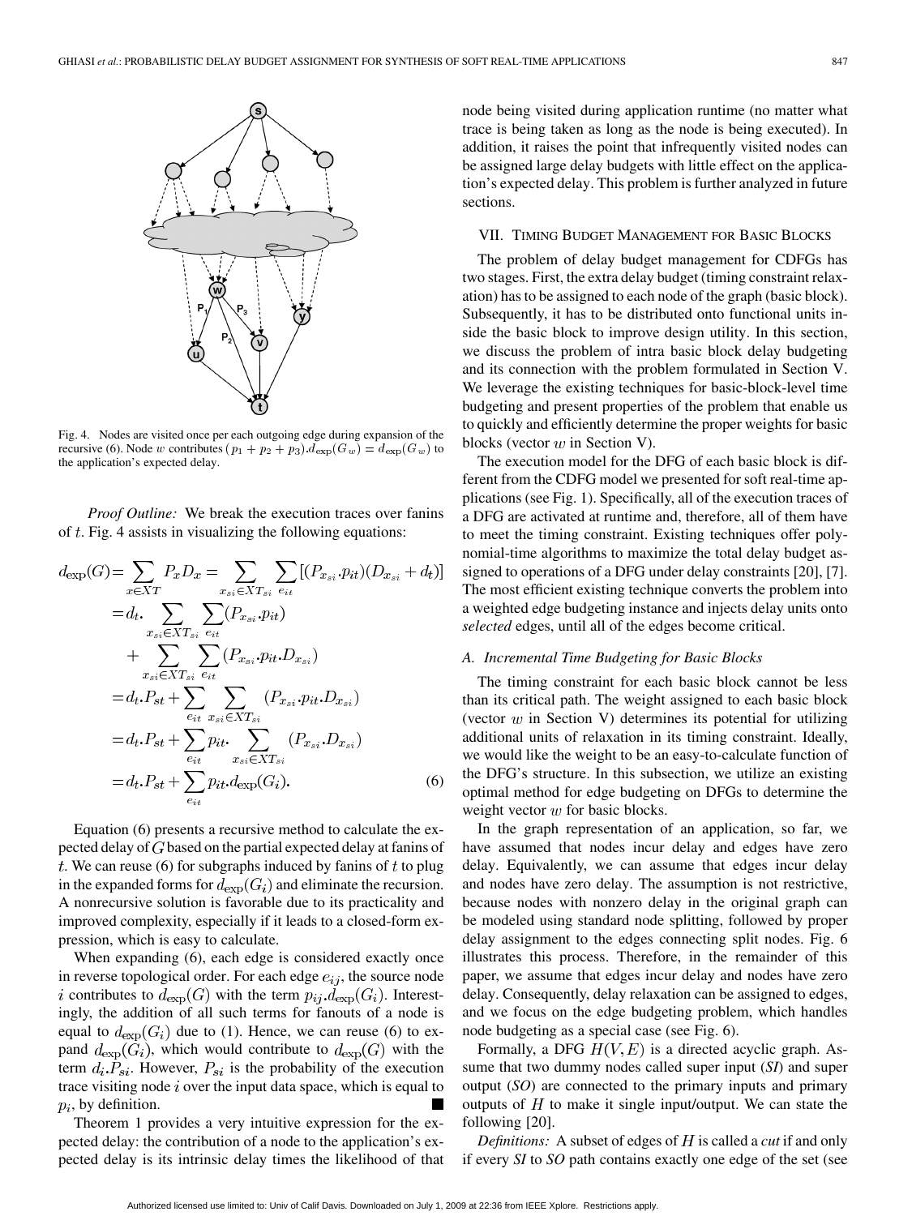Fig. 4. Nodes are visited once per each outgoing edge during expansion of the recursive (6). Node $w$ contributes $(p_1 + p_2 + p_3).d_{\exp}(G_w) = d_{\exp}(G_w)$ to the application's expected delay.

*Proof Outline:* We break the execution traces over fanins of $t$. Fig. 4 assists in visualizing the following equations:

$$
\begin{aligned}
d_{\exp}(G) &= \sum_{x \in XT} P_x D_x = \sum_{x_{si} \in XT_{si}} \sum_{e_{it}} [(P_{x_{si}}.p_{it})(D_{x_{si}} + d_t)] \\
&= d_t. \sum_{x_{si} \in XT_{si}} \sum_{e_{it}} (P_{x_{si}}.p_{it}) \\
&\quad + \sum_{x_{si} \in XT_{si}} \sum_{e_{it}} (P_{x_{si}}.p_{it}.D_{x_{si}}) \\
&= d_t.P_{st} + \sum_{e_{it}} \sum_{x_{si} \in XT_{si}} (P_{x_{si}}.p_{it}.D_{x_{si}}) \\
&= d_t.P_{st} + \sum_{e_{it}} p_{it}. \sum_{x_{si} \in XT_{si}} (P_{x_{si}}.D_{x_{si}}) \\
&= d_t.P_{st} + \sum_{e_{it}} p_{it}.d_{\exp}(G_i).
\end{aligned}
\tag{6}
$$

Equation (6) presents a recursive method to calculate the expected delay of $G$ based on the partial expected delay at fanins of $t$. We can reuse (6) for subgraphs induced by fanins of $t$ to plug in the expanded forms for $d_{\exp}(G_i)$ and eliminate the recursion. A nonrecursive solution is favorable due to its practicality and improved complexity, especially if it leads to a closed-form expression, which is easy to calculate.

When expanding (6), each edge is considered exactly once in reverse topological order. For each edge $e_{ij}$, the source node $i$ contributes to $d_{\exp}(G)$ with the term $p_{ij}.d_{\exp}(G_i)$. Interestingly, the addition of all such terms for fanouts of a node is equal to $d_{\exp}(G_i)$ due to (1). Hence, we can reuse (6) to expand $d_{\exp}(G_i)$, which would contribute to $d_{\exp}(G)$ with the term $d_i.P_{si}$. However, $P_{si}$ is the probability of the execution trace visiting node $i$ over the input data space, which is equal to $p_i$, by definition. ■

Theorem 1 provides a very intuitive expression for the expected delay: the contribution of a node to the application's expected delay is its intrinsic delay times the likelihood of that node being visited during application runtime (no matter what trace is being taken as long as the node is being executed). In addition, it raises the point that infrequently visited nodes can be assigned large delay budgets with little effect on the application's expected delay. This problem is further analyzed in future sections.

## VII. Timing Budget Management for Basic Blocks

The problem of delay budget management for CDFGs has two stages. First, the extra delay budget (timing constraint relaxation) has to be assigned to each node of the graph (basic block). Subsequently, it has to be distributed onto functional units inside the basic block to improve design utility. In this section, we discuss the problem of intra basic block delay budgeting and its connection with the problem formulated in Section V. We leverage the existing techniques for basic-block-level time budgeting and present properties of the problem that enable us to quickly and efficiently determine the proper weights for basic blocks (vector $w$ in Section V).

The execution model for the DFG of each basic block is different from the CDFG model we presented for soft real-time applications (see Fig. 1). Specifically, all of the execution traces of a DFG are activated at runtime and, therefore, all of them have to meet the timing constraint. Existing techniques offer polynomial-time algorithms to maximize the total delay budget assigned to operations of a DFG under delay constraints [20], [7]. The most efficient existing technique converts the problem into a weighted edge budgeting instance and injects delay units onto *selected* edges, until all of the edges become critical.

### A. Incremental Time Budgeting for Basic Blocks

The timing constraint for each basic block cannot be less than its critical path. The weight assigned to each basic block (vector $w$ in Section V) determines its potential for utilizing additional units of relaxation in its timing constraint. Ideally, we would like the weight to be an easy-to-calculate function of the DFG's structure. In this subsection, we utilize an existing optimal method for edge budgeting on DFGs to determine the weight vector $w$ for basic blocks.

In the graph representation of an application, so far, we have assumed that nodes incur delay and edges have zero delay. Equivalently, we can assume that edges incur delay and nodes have zero delay. The assumption is not restrictive, because nodes with nonzero delay in the original graph can be modeled using standard node splitting, followed by proper delay assignment to the edges connecting split nodes. Fig. 6 illustrates this process. Therefore, in the remainder of this paper, we assume that edges incur delay and nodes have zero delay. Consequently, delay relaxation can be assigned to edges, and we focus on the edge budgeting problem, which handles node budgeting as a special case (see Fig. 6).

Formally, a DFG $H(V, E)$ is a directed acyclic graph. Assume that two dummy nodes called super input (*SI*) and super output (*SO*) are connected to the primary inputs and primary outputs of $H$ to make it single input/output. We can state the following [20].

*Definitions:* A subset of edges of $H$ is called a *cut* if and only if every *SI* to *SO* path contains exactly one edge of the set (see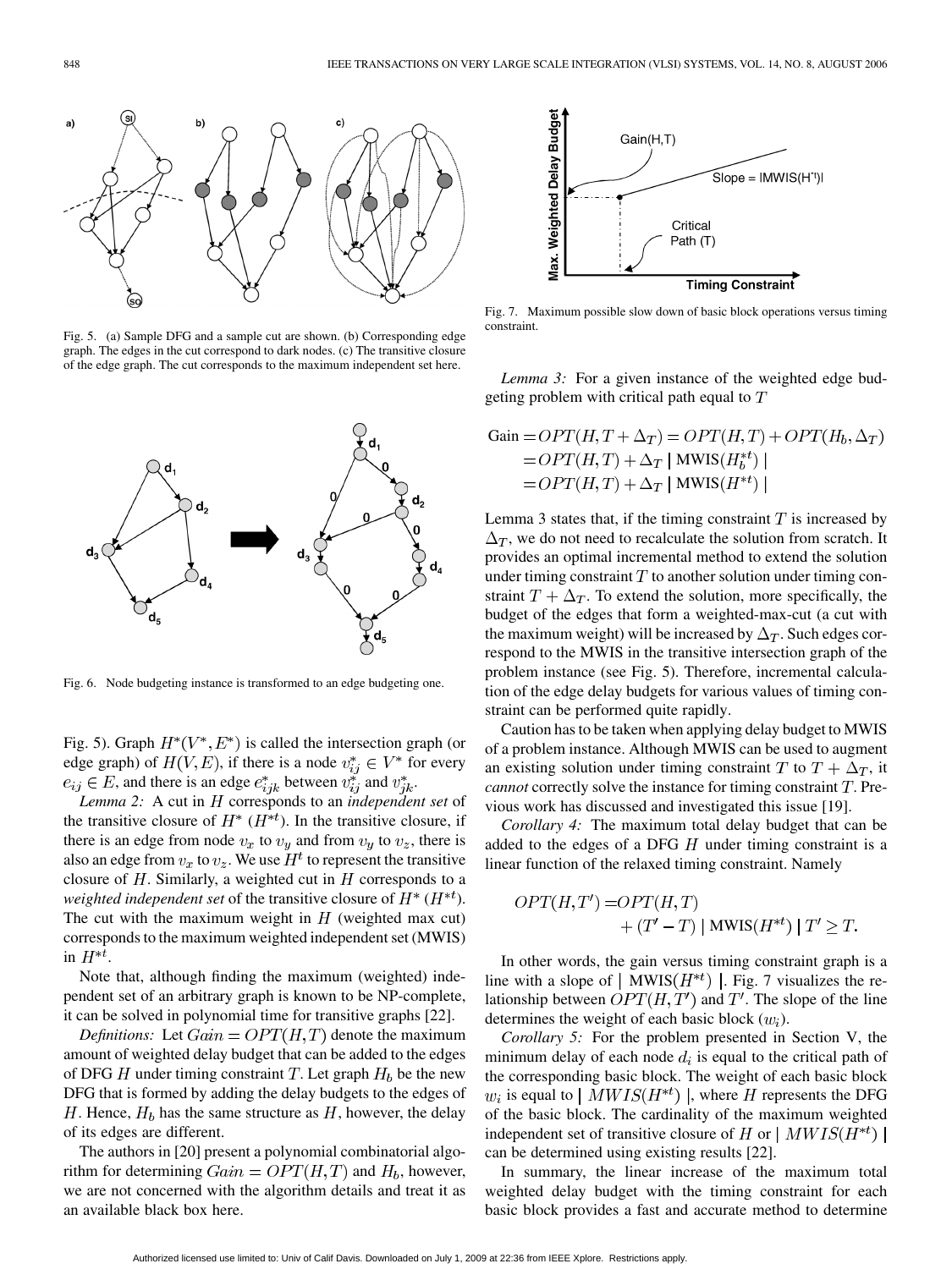Fig. 5. (a) Sample DFG and a sample cut are shown. (b) Corresponding edge graph. The edges in the cut correspond to dark nodes. (c) The transitive closure of the edge graph. The cut corresponds to the maximum independent set here.

Fig. 6. Node budgeting instance is transformed to an edge budgeting one.

Fig. 5). Graph $H^*(V^*, E^*)$ is called the intersection graph (or edge graph) of $H(V, E)$, if there is a node $v_{ij}^* \in V^*$ for every $e_{ij} \in E$, and there is an edge $e_{ijk}^*$ between $v_{ij}^*$ and $v_{jk}^*$.

*Lemma 2:* A cut in $H$ corresponds to an *independent set* of the transitive closure of $H^*$ ($H^{*t}$). In the transitive closure, if there is an edge from node $v_x$ to $v_y$ and from $v_y$ to $v_z$, there is also an edge from $v_x$ to $v_z$. We use $H^t$ to represent the transitive closure of $H$. Similarly, a weighted cut in $H$ corresponds to a *weighted independent set* of the transitive closure of $H^*$ ($H^{*t}$). The cut with the maximum weight in $H$ (weighted max cut) corresponds to the maximum weighted independent set (MWIS) in $H^{*t}$.

Note that, although finding the maximum (weighted) independent set of an arbitrary graph is known to be NP-complete, it can be solved in polynomial time for transitive graphs [22].

*Definitions:* Let $Gain = OPT(H, T)$ denote the maximum amount of weighted delay budget that can be added to the edges of DFG $H$ under timing constraint $T$. Let graph $H_b$ be the new DFG that is formed by adding the delay budgets to the edges of $H$. Hence, $H_b$ has the same structure as $H$, however, the delay of its edges are different.

The authors in [20] present a polynomial combinatorial algorithm for determining $Gain = OPT(H, T)$ and $H_b$, however, we are not concerned with the algorithm details and treat it as an available black box here.

Fig. 7. Maximum possible slow down of basic block operations versus timing constraint.

*Lemma 3:* For a given instance of the weighted edge budgeting problem with critical path equal to $T$

$$\begin{aligned}\text{Gain} &= OPT(H, T + \Delta_T) = OPT(H, T) + OPT(H_b, \Delta_T) \\ &= OPT(H, T) + \Delta_T \mid \text{MWIS}(H_b^{*t}) \mid \\ &= OPT(H, T) + \Delta_T \mid \text{MWIS}(H^{*t}) \mid\end{aligned}$$

Lemma 3 states that, if the timing constraint $T$ is increased by $\Delta_T$, we do not need to recalculate the solution from scratch. It provides an optimal incremental method to extend the solution under timing constraint $T$ to another solution under timing constraint $T + \Delta_T$. To extend the solution, more specifically, the budget of the edges that form a weighted-max-cut (a cut with the maximum weight) will be increased by $\Delta_T$. Such edges correspond to the MWIS in the transitive intersection graph of the problem instance (see Fig. 5). Therefore, incremental calculation of the edge delay budgets for various values of timing constraint can be performed quite rapidly.

Caution has to be taken when applying delay budget to MWIS of a problem instance. Although MWIS can be used to augment an existing solution under timing constraint $T$ to $T + \Delta_T$, it *cannot* correctly solve the instance for timing constraint $T$. Previous work has discussed and investigated this issue [19].

*Corollary 4:* The maximum total delay budget that can be added to the edges of a DFG $H$ under timing constraint is a linear function of the relaxed timing constraint. Namely

$$\begin{aligned}OPT(H, T') =& OPT(H, T) \\ &+ (T' - T) \mid \text{MWIS}(H^{*t}) \mid T' \geq T.\end{aligned}$$

In other words, the gain versus timing constraint graph is a line with a slope of $\mid \text{MWIS}(H^{*t}) \mid$. Fig. 7 visualizes the relationship between $OPT(H, T')$ and $T'$. The slope of the line determines the weight of each basic block ($w_i$).

*Corollary 5:* For the problem presented in Section V, the minimum delay of each node $d_i$ is equal to the critical path of the corresponding basic block. The weight of each basic block $w_i$ is equal to $\mid MWIS(H^{*t}) \mid$, where $H$ represents the DFG of the basic block. The cardinality of the maximum weighted independent set of transitive closure of $H$ or $\mid MWIS(H^{*t}) \mid$ can be determined using existing results [22].

In summary, the linear increase of the maximum total weighted delay budget with the timing constraint for each basic block provides a fast and accurate method to determine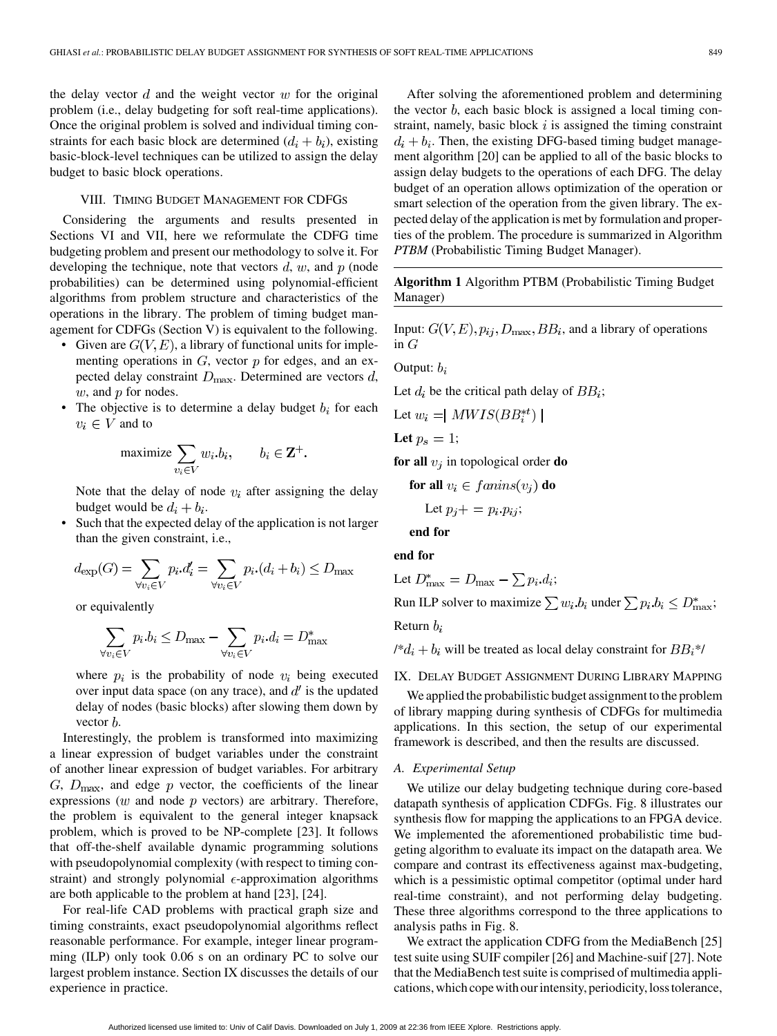the delay vector $d$ and the weight vector $w$ for the original problem (i.e., delay budgeting for soft real-time applications). Once the original problem is solved and individual timing constraints for each basic block are determined $(d_i + b_i)$, existing basic-block-level techniques can be utilized to assign the delay budget to basic block operations.

## VIII. Timing Budget Management for CDFGs

Considering the arguments and results presented in Sections VI and VII, here we reformulate the CDFG time budgeting problem and present our methodology to solve it. For developing the technique, note that vectors $d$, $w$, and $p$ (node probabilities) can be determined using polynomial-efficient algorithms from problem structure and characteristics of the operations in the library. The problem of timing budget management for CDFGs (Section V) is equivalent to the following.

- Given are $G(V, E)$, a library of functional units for implementing operations in $G$, vector $p$ for edges, and an expected delay constraint $D_{\max}$. Determined are vectors $d$, $w$, and $p$ for nodes.
- The objective is to determine a delay budget $b_i$ for each $v_i \in V$ and to

$$\text{maximize} \sum_{v_i \in V} w_i.b_i, \qquad b_i \in \mathbf{Z}^+.$$

  Note that the delay of node $v_i$ after assigning the delay budget would be $d_i + b_i$.
- Such that the expected delay of the application is not larger than the given constraint, i.e.,

$$d_{\exp}(G) = \sum_{\forall v_i \in V} p_i.d'_i = \sum_{\forall v_i \in V} p_i.(d_i + b_i) \leq D_{\max}$$

  or equivalently

$$\sum_{\forall v_i \in V} p_i.b_i \leq D_{\max} - \sum_{\forall v_i \in V} p_i.d_i = D^*_{\max}$$

  where $p_i$ is the probability of node $v_i$ being executed over input data space (on any trace), and $d'$ is the updated delay of nodes (basic blocks) after slowing them down by vector $b$.

Interestingly, the problem is transformed into maximizing a linear expression of budget variables under the constraint of another linear expression of budget variables. For arbitrary $G$, $D_{\max}$, and edge $p$ vector, the coefficients of the linear expressions ($w$ and node $p$ vectors) are arbitrary. Therefore, the problem is equivalent to the general integer knapsack problem, which is proved to be NP-complete [23]. It follows that off-the-shelf available dynamic programming solutions with pseudopolynomial complexity (with respect to timing constraint) and strongly polynomial $\epsilon$-approximation algorithms are both applicable to the problem at hand [23], [24].

For real-life CAD problems with practical graph size and timing constraints, exact pseudopolynomial algorithms reflect reasonable performance. For example, integer linear programming (ILP) only took 0.06 s on an ordinary PC to solve our largest problem instance. Section IX discusses the details of our experience in practice.

After solving the aforementioned problem and determining the vector $b$, each basic block is assigned a local timing constraint, namely, basic block $i$ is assigned the timing constraint $d_i + b_i$. Then, the existing DFG-based timing budget management algorithm [20] can be applied to all of the basic blocks to assign delay budgets to the operations of each DFG. The delay budget of an operation allows optimization of the operation or smart selection of the operation from the given library. The expected delay of the application is met by formulation and properties of the problem. The procedure is summarized in Algorithm *PTBM* (Probabilistic Timing Budget Manager).

**Algorithm 1** Algorithm PTBM (Probabilistic Timing Budget Manager)

Input: $G(V, E), p_{ij}, D_{\max}, BB_i$, and a library of operations in $G$

Output: $b_i$

Let $d_i$ be the critical path delay of $BB_i$;

Let $w_i = |\ MWIS(BB_i^{*t})\ |$

**Let** $p_s = 1$;

**for all** $v_j$ in topological order **do**

  **for all** $v_i \in fanins(v_j)$ **do**

    Let $p_j += p_i.p_{ij}$;

  **end for**

**end for**

Let $D^*_{\max} = D_{\max} - \sum p_i.d_i$;

Run ILP solver to maximize $\sum w_i.b_i$ under $\sum p_i.b_i \leq D^*_{\max}$;

Return $b_i$

/* $d_i + b_i$ will be treated as local delay constraint for $BB_i$ */

## IX. Delay Budget Assignment During Library Mapping

We applied the probabilistic budget assignment to the problem of library mapping during synthesis of CDFGs for multimedia applications. In this section, the setup of our experimental framework is described, and then the results are discussed.

### A. Experimental Setup

We utilize our delay budgeting technique during core-based datapath synthesis of application CDFGs. Fig. 8 illustrates our synthesis flow for mapping the applications to an FPGA device. We implemented the aforementioned probabilistic time budgeting algorithm to evaluate its impact on the datapath area. We compare and contrast its effectiveness against max-budgeting, which is a pessimistic optimal competitor (optimal under hard real-time constraint), and not performing delay budgeting. These three algorithms correspond to the three applications to analysis paths in Fig. 8.

We extract the application CDFG from the MediaBench [25] test suite using SUIF compiler [26] and Machine-suif [27]. Note that the MediaBench test suite is comprised of multimedia applications, which cope with our intensity, periodicity, loss tolerance,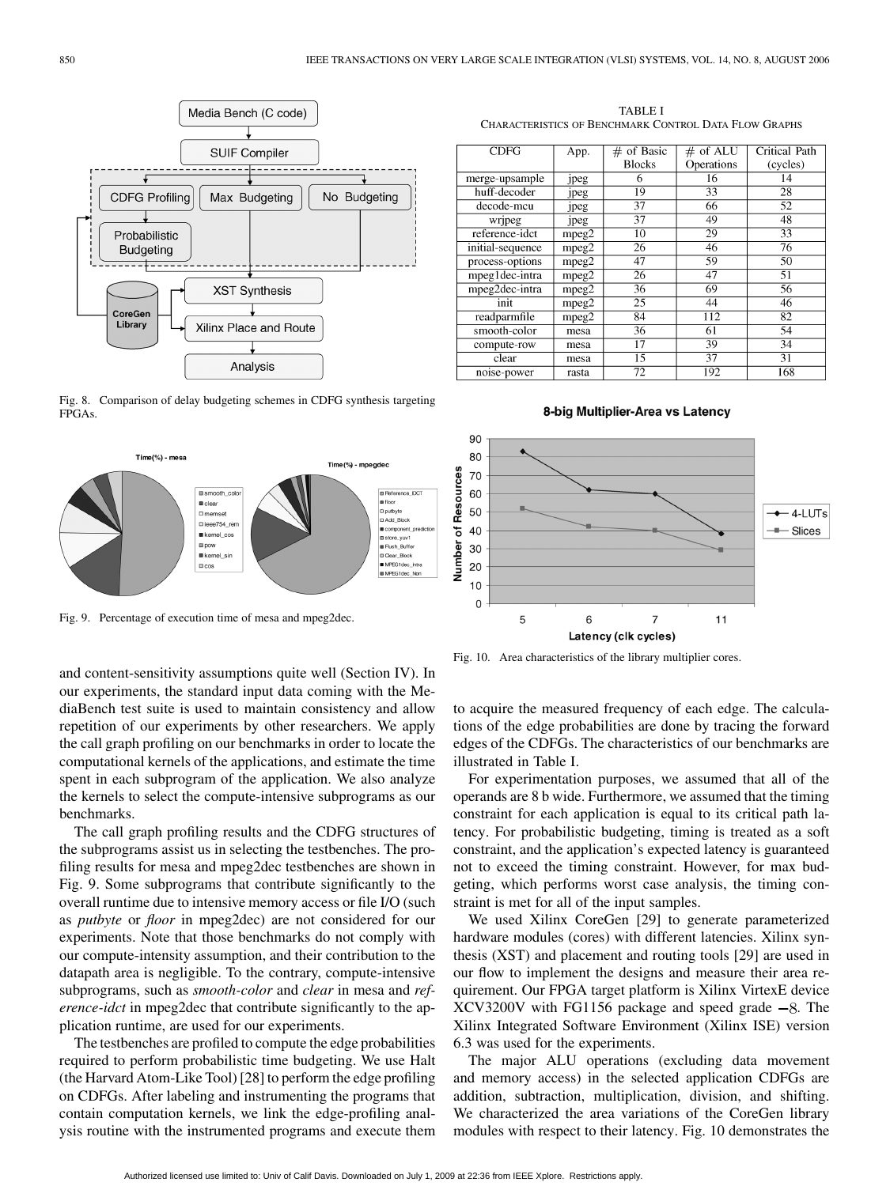Fig. 8. Comparison of delay budgeting schemes in CDFG synthesis targeting FPGAs.

Fig. 9. Percentage of execution time of mesa and mpeg2dec.

and content-sensitivity assumptions quite well (Section IV). In our experiments, the standard input data coming with the MediaBench test suite is used to maintain consistency and allow repetition of our experiments by other researchers. We apply the call graph profiling on our benchmarks in order to locate the computational kernels of the applications, and estimate the time spent in each subprogram of the application. We also analyze the kernels to select the compute-intensive subprograms as our benchmarks.

The call graph profiling results and the CDFG structures of the subprograms assist us in selecting the testbenches. The profiling results for mesa and mpeg2dec testbenches are shown in Fig. 9. Some subprograms that contribute significantly to the overall runtime due to intensive memory access or file I/O (such as *putbyte* or *floor* in mpeg2dec) are not considered for our experiments. Note that those benchmarks do not comply with our compute-intensity assumption, and their contribution to the datapath area is negligible. To the contrary, compute-intensive subprograms, such as *smooth-color* and *clear* in mesa and *reference-idct* in mpeg2dec that contribute significantly to the application runtime, are used for our experiments.

The testbenches are profiled to compute the edge probabilities required to perform probabilistic time budgeting. We use Halt (the Harvard Atom-Like Tool) [28] to perform the edge profiling on CDFGs. After labeling and instrumenting the programs that contain computation kernels, we link the edge-profiling analysis routine with the instrumented programs and execute them to acquire the measured frequency of each edge. The calculations of the edge probabilities are done by tracing the forward edges of the CDFGs. The characteristics of our benchmarks are illustrated in Table I.

TABLE I
CHARACTERISTICS OF BENCHMARK CONTROL DATA FLOW GRAPHS

| CDFG | App. | # of Basic Blocks | # of ALU Operations | Critical Path (cycles) |
|---|---|---|---|---|
| merge-upsample | jpeg | 6 | 16 | 14 |
| huff-decoder | jpeg | 19 | 33 | 28 |
| decode-mcu | jpeg | 37 | 66 | 52 |
| wrjpeg | jpeg | 37 | 49 | 48 |
| reference-idct | mpeg2 | 10 | 29 | 33 |
| initial-sequence | mpeg2 | 26 | 46 | 76 |
| process-options | mpeg2 | 47 | 59 | 50 |
| mpeg1dec-intra | mpeg2 | 26 | 47 | 51 |
| mpeg2dec-intra | mpeg2 | 36 | 69 | 56 |
| init | mpeg2 | 25 | 44 | 46 |
| readparmfile | mpeg2 | 84 | 112 | 82 |
| smooth-color | mesa | 36 | 61 | 54 |
| compute-row | mesa | 17 | 39 | 34 |
| clear | mesa | 15 | 37 | 31 |
| noise-power | rasta | 72 | 192 | 168 |

Fig. 10. Area characteristics of the library multiplier cores.

For experimentation purposes, we assumed that all of the operands are 8 b wide. Furthermore, we assumed that the timing constraint for each application is equal to its critical path latency. For probabilistic budgeting, timing is treated as a soft constraint, and the application's expected latency is guaranteed not to exceed the timing constraint. However, for max budgeting, which performs worst case analysis, the timing constraint is met for all of the input samples.

We used Xilinx CoreGen [29] to generate parameterized hardware modules (cores) with different latencies. Xilinx synthesis (XST) and placement and routing tools [29] are used in our flow to implement the designs and measure their area requirement. Our FPGA target platform is Xilinx VirtexE device XCV3200V with FG1156 package and speed grade $-8$. The Xilinx Integrated Software Environment (Xilinx ISE) version 6.3 was used for the experiments.

The major ALU operations (excluding data movement and memory access) in the selected application CDFGs are addition, subtraction, multiplication, division, and shifting. We characterized the area variations of the CoreGen library modules with respect to their latency. Fig. 10 demonstrates the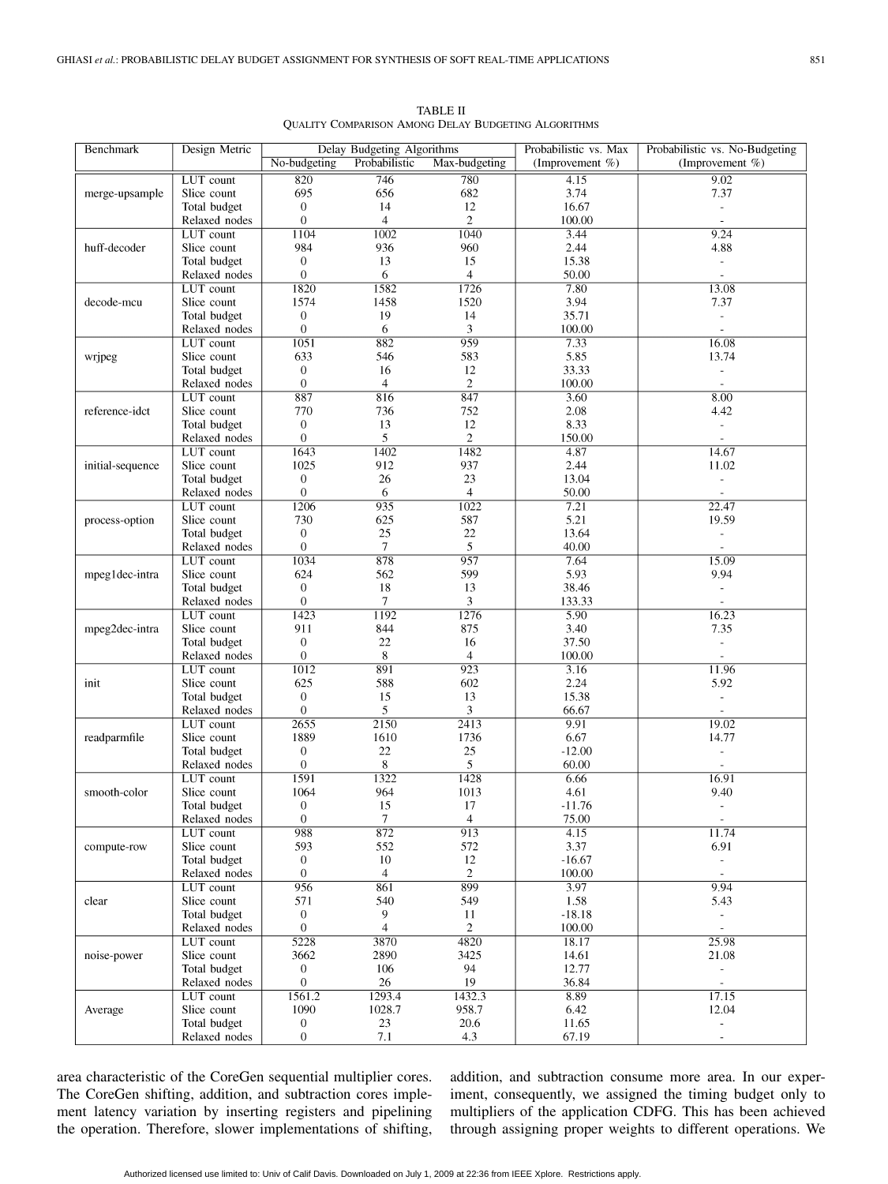TABLE II
QUALITY COMPARISON AMONG DELAY BUDGETING ALGORITHMS

| Benchmark | Design Metric | Delay Budgeting Algorithms | | | Probabilistic vs. Max | Probabilistic vs. No-Budgeting |
|---|---|---|---|---|---|---|
| | | No-budgeting | Probabilistic | Max-budgeting | (Improvement %) | (Improvement %) |
| merge-upsample | LUT count | 820 | 746 | 780 | 4.15 | 9.02 |
| | Slice count | 695 | 656 | 682 | 3.74 | 7.37 |
| | Total budget | 0 | 14 | 12 | 16.67 | - |
| | Relaxed nodes | 0 | 4 | 2 | 100.00 | - |
| huff-decoder | LUT count | 1104 | 1002 | 1040 | 3.44 | 9.24 |
| | Slice count | 984 | 936 | 960 | 2.44 | 4.88 |
| | Total budget | 0 | 13 | 15 | 15.38 | - |
| | Relaxed nodes | 0 | 6 | 4 | 50.00 | - |
| decode-mcu | LUT count | 1820 | 1582 | 1726 | 7.80 | 13.08 |
| | Slice count | 1574 | 1458 | 1520 | 3.94 | 7.37 |
| | Total budget | 0 | 19 | 14 | 35.71 | - |
| | Relaxed nodes | 0 | 6 | 3 | 100.00 | - |
| wrjpeg | LUT count | 1051 | 882 | 959 | 7.33 | 16.08 |
| | Slice count | 633 | 546 | 583 | 5.85 | 13.74 |
| | Total budget | 0 | 16 | 12 | 33.33 | - |
| | Relaxed nodes | 0 | 4 | 2 | 100.00 | - |
| reference-idct | LUT count | 887 | 816 | 847 | 3.60 | 8.00 |
| | Slice count | 770 | 736 | 752 | 2.08 | 4.42 |
| | Total budget | 0 | 13 | 12 | 8.33 | - |
| | Relaxed nodes | 0 | 5 | 2 | 150.00 | - |
| initial-sequence | LUT count | 1643 | 1402 | 1482 | 4.87 | 14.67 |
| | Slice count | 1025 | 912 | 937 | 2.44 | 11.02 |
| | Total budget | 0 | 26 | 23 | 13.04 | - |
| | Relaxed nodes | 0 | 6 | 4 | 50.00 | - |
| process-option | LUT count | 1206 | 935 | 1022 | 7.21 | 22.47 |
| | Slice count | 730 | 625 | 587 | 5.21 | 19.59 |
| | Total budget | 0 | 25 | 22 | 13.64 | - |
| | Relaxed nodes | 0 | 7 | 5 | 40.00 | - |
| mpeg1dec-intra | LUT count | 1034 | 878 | 957 | 7.64 | 15.09 |
| | Slice count | 624 | 562 | 599 | 5.93 | 9.94 |
| | Total budget | 0 | 18 | 13 | 38.46 | - |
| | Relaxed nodes | 0 | 7 | 3 | 133.33 | - |
| mpeg2dec-intra | LUT count | 1423 | 1192 | 1276 | 5.90 | 16.23 |
| | Slice count | 911 | 844 | 875 | 3.40 | 7.35 |
| | Total budget | 0 | 22 | 16 | 37.50 | - |
| | Relaxed nodes | 0 | 8 | 4 | 100.00 | - |
| init | LUT count | 1012 | 891 | 923 | 3.16 | 11.96 |
| | Slice count | 625 | 588 | 602 | 2.24 | 5.92 |
| | Total budget | 0 | 15 | 13 | 15.38 | - |
| | Relaxed nodes | 0 | 5 | 3 | 66.67 | - |
| readparmfile | LUT count | 2655 | 2150 | 2413 | 9.91 | 19.02 |
| | Slice count | 1889 | 1610 | 1736 | 6.67 | 14.77 |
| | Total budget | 0 | 22 | 25 | -12.00 | - |
| | Relaxed nodes | 0 | 8 | 5 | 60.00 | - |
| smooth-color | LUT count | 1591 | 1322 | 1428 | 6.66 | 16.91 |
| | Slice count | 1064 | 964 | 1013 | 4.61 | 9.40 |
| | Total budget | 0 | 15 | 17 | -11.76 | - |
| | Relaxed nodes | 0 | 7 | 4 | 75.00 | - |
| compute-row | LUT count | 988 | 872 | 913 | 4.15 | 11.74 |
| | Slice count | 593 | 552 | 572 | 3.37 | 6.91 |
| | Total budget | 0 | 10 | 12 | -16.67 | - |
| | Relaxed nodes | 0 | 4 | 2 | 100.00 | - |
| clear | LUT count | 956 | 861 | 899 | 3.97 | 9.94 |
| | Slice count | 571 | 540 | 549 | 1.58 | 5.43 |
| | Total budget | 0 | 9 | 11 | -18.18 | - |
| | Relaxed nodes | 0 | 4 | 2 | 100.00 | - |
| noise-power | LUT count | 5228 | 3870 | 4820 | 18.17 | 25.98 |
| | Slice count | 3662 | 2890 | 3425 | 14.61 | 21.08 |
| | Total budget | 0 | 106 | 94 | 12.77 | - |
| | Relaxed nodes | 0 | 26 | 19 | 36.84 | - |
| Average | LUT count | 1561.2 | 1293.4 | 1432.3 | 8.89 | 17.15 |
| | Slice count | 1090 | 1028.7 | 958.7 | 6.42 | 12.04 |
| | Total budget | 0 | 23 | 20.6 | 11.65 | - |
| | Relaxed nodes | 0 | 7.1 | 4.3 | 67.19 | - |

area characteristic of the CoreGen sequential multiplier cores. The CoreGen shifting, addition, and subtraction cores implement latency variation by inserting registers and pipelining the operation. Therefore, slower implementations of shifting, addition, and subtraction consume more area. In our experiment, consequently, we assigned the timing budget only to multipliers of the application CDFG. This has been achieved through assigning proper weights to different operations. We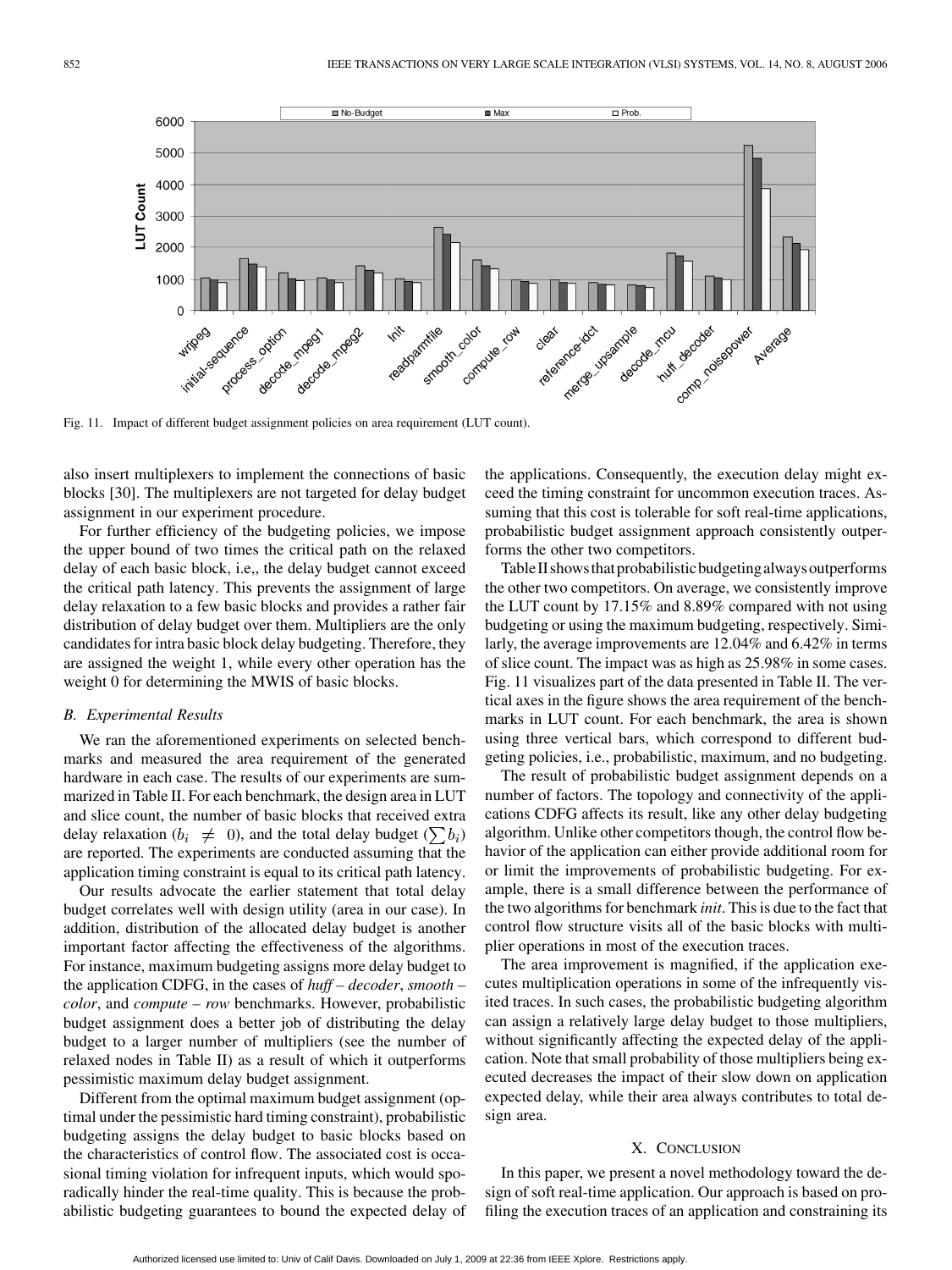Fig. 11. Impact of different budget assignment policies on area requirement (LUT count).

also insert multiplexers to implement the connections of basic blocks [30]. The multiplexers are not targeted for delay budget assignment in our experiment procedure.

For further efficiency of the budgeting policies, we impose the upper bound of two times the critical path on the relaxed delay of each basic block, i.e,, the delay budget cannot exceed the critical path latency. This prevents the assignment of large delay relaxation to a few basic blocks and provides a rather fair distribution of delay budget over them. Multipliers are the only candidates for intra basic block delay budgeting. Therefore, they are assigned the weight 1, while every other operation has the weight 0 for determining the MWIS of basic blocks.

### B. Experimental Results

We ran the aforementioned experiments on selected benchmarks and measured the area requirement of the generated hardware in each case. The results of our experiments are summarized in Table II. For each benchmark, the design area in LUT and slice count, the number of basic blocks that received extra delay relaxation ($b_i \neq 0$), and the total delay budget ($\sum b_i$) are reported. The experiments are conducted assuming that the application timing constraint is equal to its critical path latency.

Our results advocate the earlier statement that total delay budget correlates well with design utility (area in our case). In addition, distribution of the allocated delay budget is another important factor affecting the effectiveness of the algorithms. For instance, maximum budgeting assigns more delay budget to the application CDFG, in the cases of *huff – decoder*, *smooth – color*, and *compute – row* benchmarks. However, probabilistic budget assignment does a better job of distributing the delay budget to a larger number of multipliers (see the number of relaxed nodes in Table II) as a result of which it outperforms pessimistic maximum delay budget assignment.

Different from the optimal maximum budget assignment (optimal under the pessimistic hard timing constraint), probabilistic budgeting assigns the delay budget to basic blocks based on the characteristics of control flow. The associated cost is occasional timing violation for infrequent inputs, which would sporadically hinder the real-time quality. This is because the probabilistic budgeting guarantees to bound the expected delay of the applications. Consequently, the execution delay might exceed the timing constraint for uncommon execution traces. Assuming that this cost is tolerable for soft real-time applications, probabilistic budget assignment approach consistently outperforms the other two competitors.

Table II shows that probabilistic budgeting always outperforms the other two competitors. On average, we consistently improve the LUT count by 17.15% and 8.89% compared with not using budgeting or using the maximum budgeting, respectively. Similarly, the average improvements are 12.04% and 6.42% in terms of slice count. The impact was as high as 25.98% in some cases. Fig. 11 visualizes part of the data presented in Table II. The vertical axes in the figure shows the area requirement of the benchmarks in LUT count. For each benchmark, the area is shown using three vertical bars, which correspond to different budgeting policies, i.e., probabilistic, maximum, and no budgeting.

The result of probabilistic budget assignment depends on a number of factors. The topology and connectivity of the applications CDFG affects its result, like any other delay budgeting algorithm. Unlike other competitors though, the control flow behavior of the application can either provide additional room for or limit the improvements of probabilistic budgeting. For example, there is a small difference between the performance of the two algorithms for benchmark *init*. This is due to the fact that control flow structure visits all of the basic blocks with multiplier operations in most of the execution traces.

The area improvement is magnified, if the application executes multiplication operations in some of the infrequently visited traces. In such cases, the probabilistic budgeting algorithm can assign a relatively large delay budget to those multipliers, without significantly affecting the expected delay of the application. Note that small probability of those multipliers being executed decreases the impact of their slow down on application expected delay, while their area always contributes to total design area.

## X. Conclusion

In this paper, we present a novel methodology toward the design of soft real-time application. Our approach is based on profiling the execution traces of an application and constraining its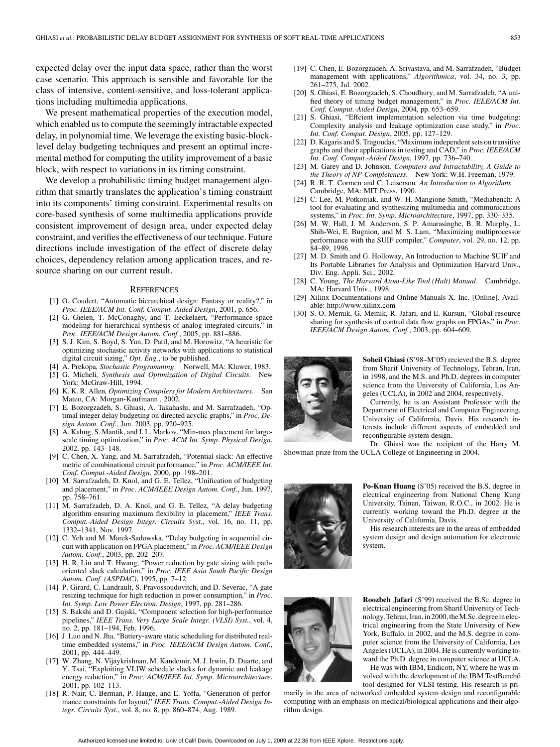expected delay over the input data space, rather than the worst case scenario. This approach is sensible and favorable for the class of intensive, content-sensitive, and loss-tolerant applications including multimedia applications.

We present mathematical properties of the execution model, which enabled us to compute the seemingly intractable expected delay, in polynomial time. We leverage the existing basic-block-level delay budgeting techniques and present an optimal incremental method for computing the utility improvement of a basic block, with respect to variations in its timing constraint.

We develop a probabilistic timing budget management algorithm that smartly translates the application's timing constraint into its components' timing constraint. Experimental results on core-based synthesis of some multimedia applications provide consistent improvement of design area, under expected delay constraint, and verifies the effectiveness of our technique. Future directions include investigation of the effect of discrete delay choices, dependency relation among application traces, and resource sharing on our current result.

## REFERENCES

[1] O. Coudert, "Automatic hierarchical design: Fantasy or reality?," in *Proc. IEEE/ACM Int. Conf. Comput.-Aided Design*, 2001, p. 656.

[2] G. Gielen, T. McConaghy, and T. Eeckelaert, "Performance space modeling for hierarchical synthesis of analog integrated circuits," in *Proc. IEEE/ACM Design Autom. Conf.*, 2005, pp. 881–886.

[3] S. J. Kim, S. Boyd, S. Yun, D. Patil, and M. Horowitz, "A heuristic for optimizing stochastic activity networks with applications to statistical digital circuit sizing," *Opt. Eng.*, to be published.

[4] A. Prekopa*, Stochastic Programming*. Norwell, MA: Kluwer, 1983.

[5] G. Micheli*, Synthesis and Optimization of Digital Circuits*. New York: McGraw-Hill, 1994.

[6] K. K. R. Allen*, Optimizing Compilers for Modern Architectures*. San Mateo, CA: Morgan-Kaufmann , 2002.

[7] E. Bozorgzadeh, S. Ghiasi, A. Takahashi, and M. Sarrafzadeh, "Optimal integer delay budgeting on directed acyclic graphs," in *Proc. Design Autom. Conf.*, Jun. 2003, pp. 920–925.

[8] A. Kahng, S. Mantik, and I. L. Markov, "Min-max placement for large-scale timing optimization," in *Proc. ACM Int. Symp. Physical Design*, 2002, pp. 143–148.

[9] C. Chen, X. Yang, and M. Sarrafzadeh, "Potential slack: An effective metric of combinational circuit performance," in *Proc. ACM/IEEE Int. Conf. Comput.-Aided Design*, 2000, pp. 198–201.

[10] M. Sarrafzadeh, D. Knol, and G. E. Tellez, "Unification of budgeting and placement," in *Proc. ACM/IEEE Design Autom. Conf.*, Jun. 1997, pp. 758–761.

[11] M. Sarrafzadeh, D. A. Knol, and G. E. Tellez, "A delay budgeting algorithm ensuring maximum flexibility in placement," *IEEE Trans. Comput.-Aided Design Integr. Circuits Syst.*, vol. 16, no. 11, pp. 1332–1341, Nov. 1997.

[12] C. Yeh and M. Marek-Sadowska, "Delay budgeting in sequential circuit with application on FPGA placement," in *Proc. ACM/IEEE Design Autom. Conf.*, 2003, pp. 202–207.

[13] H. R. Lin and T. Hwang, "Power reduction by gate sizing with path-oriented slack calculation," in *Proc. IEEE Asia South Pacific Design Autom. Conf. (ASPDAC)*, 1995, pp. 7–12.

[14] P. Girard, C. Landrault, S. Pravossoudovitch, and D. Severac, "A gate resizing technique for high reduction in power consumption," in *Proc. Int. Symp. Low Power Electron. Design*, 1997, pp. 281–286.

[15] S. Bakshi and D. Gajski, "Component selection for high-performance pipelines," *IEEE Trans. Very Large Scale Integr. (VLSI) Syst.*, vol. 4, no. 2, pp. 181–194, Feb. 1996.

[16] J. Luo and N. Jha, "Battery-aware static scheduling for distributed real-time embedded systems," in *Proc. IEEE/ACM Design Autom. Conf.*, 2001, pp. 444–449.

[17] W. Zhang, N. Vijaykrishnan, M. Kandemir, M. J. Irwin, D. Duarte, and Y. Tsai, "Exploiting VLIW schedule slacks for dynamic and leakage energy reduction," in *Proc. ACM/IEEE Int. Symp. Microarchitecture*, 2001, pp. 102–113.

[18] R. Nair, C. Berman, P. Hauge, and E. Yoffa, "Generation of performance constraints for layout," *IEEE Trans. Comput.-Aided Design Integr. Circuits Syst.*, vol. 8, no. 8, pp. 860–874, Aug. 1989.

[19] C. Chen, E. Bozorgzadeh, A. Srivastava, and M. Sarrafzadeh, "Budget management with applications," *Algorithmica*, vol. 34, no. 3, pp. 261–275, Jul. 2002.

[20] S. Ghiasi, E. Bozorgzadeh, S. Choudhury, and M. Sarrafzadeh, "A unified theory of timing budget management," in *Proc. IEEE/ACM Int. Conf. Comput.-Aided Design*, 2004, pp. 653–659.

[21] S. Ghiasi, "Effcient implementation selection via time budgeting: Complexity analysis and leakage optimization case study," in *Proc. Int. Conf. Comput. Design*, 2005, pp. 127–129.

[22] D. Kagaris and S. Tragoudas, "Maximum independent sets on transitive graphs and their applications in testing and CAD," in *Proc. IEEE/ACM Int. Conf. Comput.-Aided Design*, 1997, pp. 736–740.

[23] M. Garey and D. Johnson*, Computers and Intractability, A Guide to the Theory of NP-Completeness*. New York: W.H. Freeman, 1979.

[24] R. R. T. Cormen and C. Leiserson*, An Introduction to Algorithms*. Cambridge, MA: MIT Press, 1990.

[25] C. Lee, M. Potkonjak, and W. H. Mangione-Smith, "Mediabench: A tool for evaluating and synthesizing multimedia and communications systems," in *Proc. Int. Symp. Microarchitecture*, 1997, pp. 330–335.

[26] M. W. Hall, J. M. Anderson, S. P. Amarasinghe, B. R. Murphy, L. Shih-Wei, E. Bugnion, and M. S. Lam, "Maximizing multiprocessor performance with the SUIF compiler," *Computer*, vol. 29, no. 12, pp. 84–89, 1996.

[27] M. D. Smith and G. Holloway, An Introduction to Machine SUIF and Its Portable Libraries for Analysis and Optimization Harvard Univ., Div. Eng. Appli. Sci., 2002.

[28] C. Young*, The Harvard Atom-Like Tool (Halt) Manual*. Cambridge, MA: Harvard Univ., 1998.

[29] Xilinx Documentations and Online Manuals X. Inc. [Online]. Available: http://www.xilinx.com

[30] S. O. Memik, G. Memik, R. Jafari, and E. Kursun, "Global resource sharing for synthesis of control data flow graphs on FPGAs," in *Proc. IEEE/ACM Design Autom. Conf.*, 2003, pp. 604–609.

**Soheil Ghiasi** (S'98–M'05) recieved the B.S. degree from Sharif University of Technology, Tehran, Iran, in 1998, and the M.S. and Ph.D. degrees in computer science from the University of California, Los Angeles (UCLA), in 2002 and 2004, respectively.

Currently, he is an Assistant Professor with the Department of Electrical and Computer Engineering, University of California, Davis. His research interests include different aspects of embedded and reconfigurable system design.

Dr. Ghiasi was the recipient of the Harry M. Showman prize from the UCLA College of Engineering in 2004.

**Po-Kuan Huang** (S'05) received the B.S. degree in electrical engineering from National Cheng Kung University, Tainan, Taiwan, R.O.C., in 2002. He is currently working toward the Ph.D. degree at the University of California, Davis.

His research interests are in the areas of embedded system design and design automation for electronic system.

**Roozbeh Jafari** (S'99) received the B.Sc. degree in electrical engineering from Sharif University of Technology, Tehran, Iran, in 2000, the M.Sc. degree in electrical engineering from the State University of New York, Buffalo, in 2002, and the M.S. degree in computer science from the University of California, Los Angeles (UCLA), in 2004. He is currently working toward the Ph.D. degree in computer science at UCLA.

He was with IBM, Endicott, NY, where he was involved with the development of the IBM TestBenchő tool designed for VLSI testing. His research is primarily in the area of networked embedded system design and reconfigurable computing with an emphasis on medical/biological applications and their algorithm design.